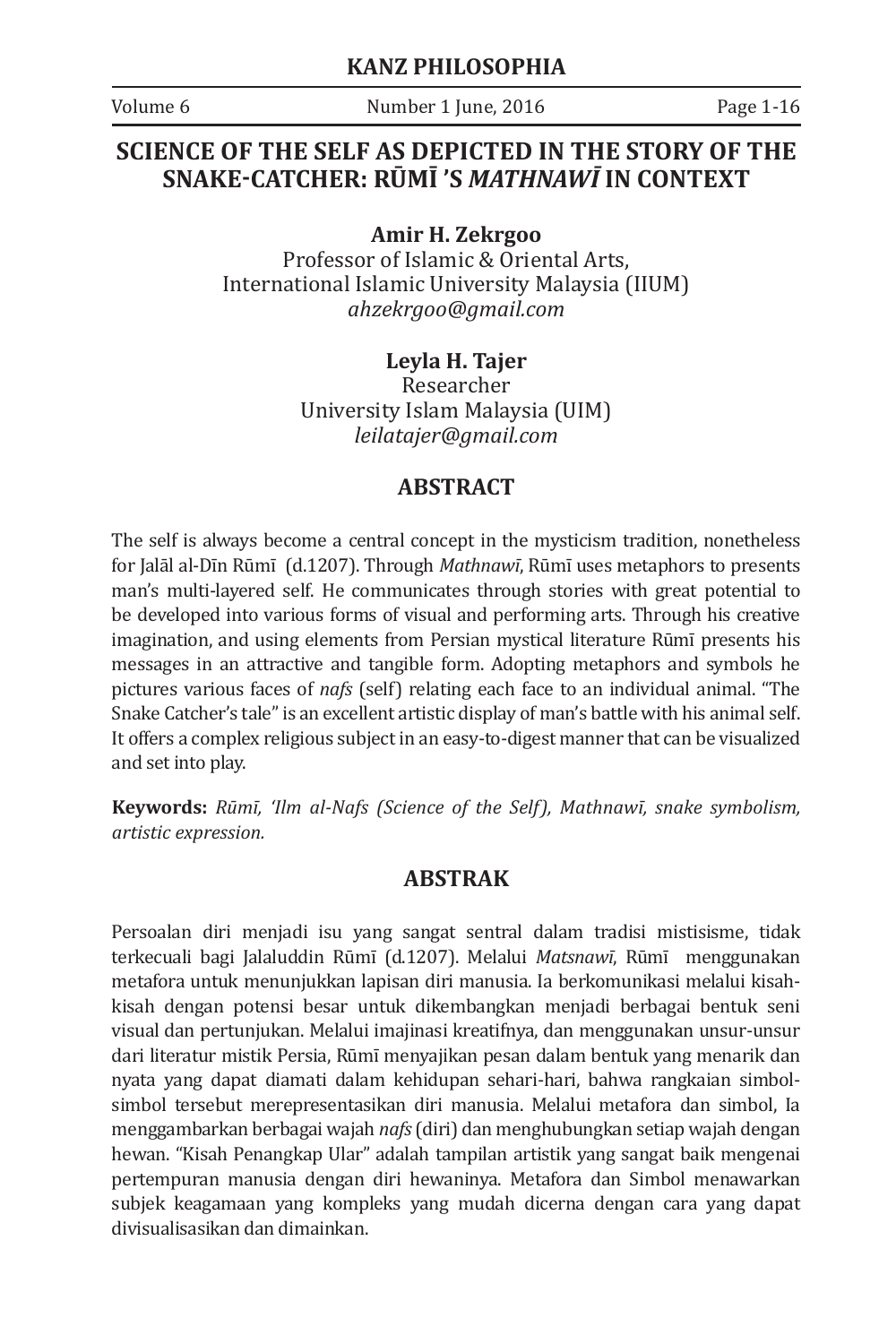# SCIENCE OF THE SELF AS DEPICTED IN THE STORY OF THE SNAKE-CATCHER: RŪMĪ 'S *MATHNAWĪ* IN CONTEXT

**Amir H. Zekrgoo**
Professor of Islamic & Oriental Arts,
International Islamic University Malaysia (IIUM)
*ahzekrgoo@gmail.com*

**Leyla H. Tajer**
Researcher
University Islam Malaysia (UIM)
*leilatajer@gmail.com*

## ABSTRACT

The self is always become a central concept in the mysticism tradition, nonetheless for Jalāl al-Dīn Rūmī (d.1207). Through *Mathnawī*, Rūmī uses metaphors to presents man's multi-layered self. He communicates through stories with great potential to be developed into various forms of visual and performing arts. Through his creative imagination, and using elements from Persian mystical literature Rūmī presents his messages in an attractive and tangible form. Adopting metaphors and symbols he pictures various faces of *nafs* (self) relating each face to an individual animal. "The Snake Catcher's tale" is an excellent artistic display of man's battle with his animal self. It offers a complex religious subject in an easy-to-digest manner that can be visualized and set into play.

**Keywords:** *Rūmī, 'Ilm al-Nafs (Science of the Self), Mathnawī, snake symbolism, artistic expression.*

## ABSTRAK

Persoalan diri menjadi isu yang sangat sentral dalam tradisi mistisisme, tidak terkecuali bagi Jalaluddin Rūmī (d.1207). Melalui *Matsnawī*, Rūmī menggunakan metafora untuk menunjukkan lapisan diri manusia. Ia berkomunikasi melalui kisah-kisah dengan potensi besar untuk dikembangkan menjadi berbagai bentuk seni visual dan pertunjukan. Melalui imajinasi kreatifnya, dan menggunakan unsur-unsur dari literatur mistik Persia, Rūmī menyajikan pesan dalam bentuk yang menarik dan nyata yang dapat diamati dalam kehidupan sehari-hari, bahwa rangkaian simbol-simbol tersebut merepresentasikan diri manusia. Melalui metafora dan simbol, Ia menggambarkan berbagai wajah *nafs* (diri) dan menghubungkan setiap wajah dengan hewan. "Kisah Penangkap Ular" adalah tampilan artistik yang sangat baik mengenai pertempuran manusia dengan diri hewaninya. Metafora dan Simbol menawarkan subjek keagamaan yang kompleks yang mudah dicerna dengan cara yang dapat divisualisasikan dan dimainkan.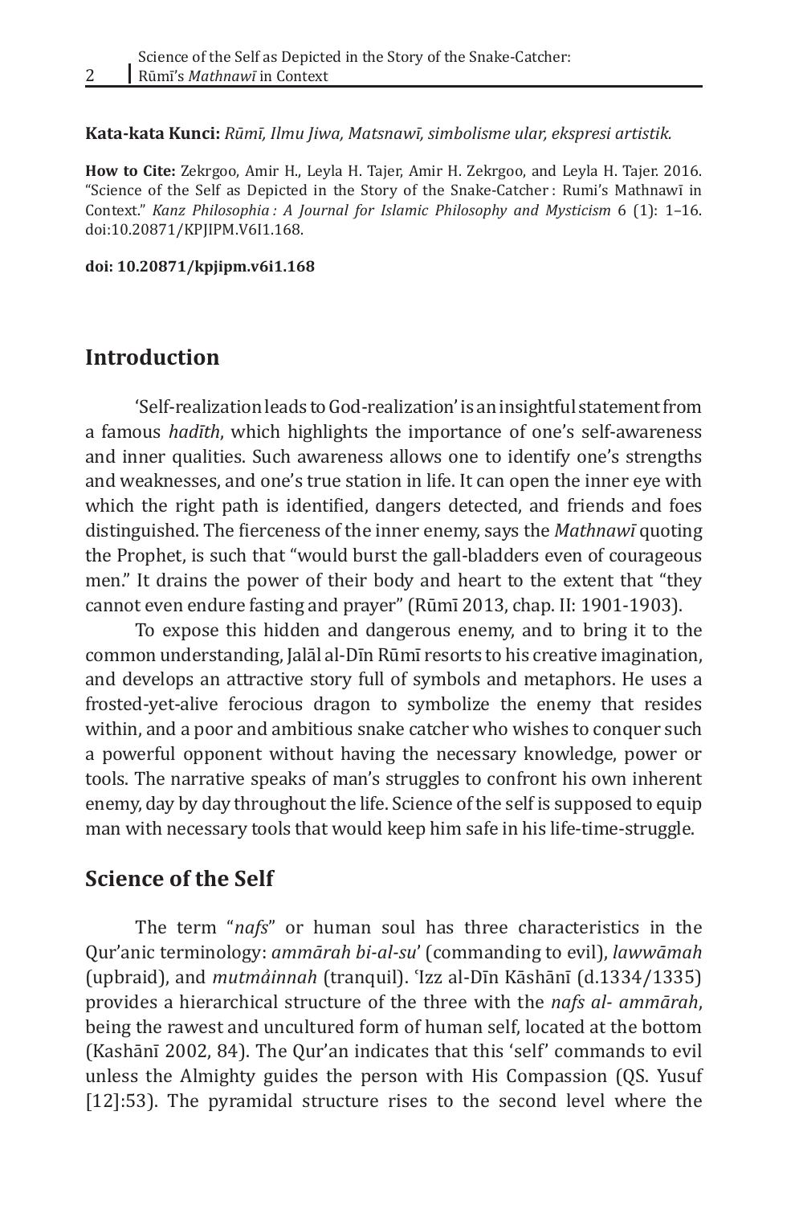**Kata-kata Kunci:** *Rūmī, Ilmu Jiwa, Matsnawī, simbolisme ular, ekspresi artistik.*

**How to Cite:** Zekrgoo, Amir H., Leyla H. Tajer, Amir H. Zekrgoo, and Leyla H. Tajer. 2016. "Science of the Self as Depicted in the Story of the Snake-Catcher : Rumi's Mathnawī in Context." *Kanz Philosophia : A Journal for Islamic Philosophy and Mysticism* 6 (1): 1–16. doi:10.20871/KPJIPM.V6I1.168.

**doi: 10.20871/kpjipm.v6i1.168**

## Introduction

'Self-realization leads to God-realization' is an insightful statement from a famous *hadīth*, which highlights the importance of one's self-awareness and inner qualities. Such awareness allows one to identify one's strengths and weaknesses, and one's true station in life. It can open the inner eye with which the right path is identified, dangers detected, and friends and foes distinguished. The fierceness of the inner enemy, says the *Mathnawī* quoting the Prophet, is such that "would burst the gall-bladders even of courageous men." It drains the power of their body and heart to the extent that "they cannot even endure fasting and prayer" (Rūmī 2013, chap. II: 1901-1903).

To expose this hidden and dangerous enemy, and to bring it to the common understanding, Jalāl al-Dīn Rūmī resorts to his creative imagination, and develops an attractive story full of symbols and metaphors. He uses a frosted-yet-alive ferocious dragon to symbolize the enemy that resides within, and a poor and ambitious snake catcher who wishes to conquer such a powerful opponent without having the necessary knowledge, power or tools. The narrative speaks of man's struggles to confront his own inherent enemy, day by day throughout the life. Science of the self is supposed to equip man with necessary tools that would keep him safe in his life-time-struggle.

## Science of the Self

The term "*nafs*" or human soul has three characteristics in the Qur'anic terminology: *ammārah bi-al-su*' (commanding to evil), *lawwāmah* (upbraid), and *mutmảinnah* (tranquil). 'Izz al-Dīn Kāshānī (d.1334/1335) provides a hierarchical structure of the three with the *nafs al- ammārah*, being the rawest and uncultured form of human self, located at the bottom (Kashānī 2002, 84). The Qur'an indicates that this 'self' commands to evil unless the Almighty guides the person with His Compassion (QS. Yusuf [12]:53). The pyramidal structure rises to the second level where the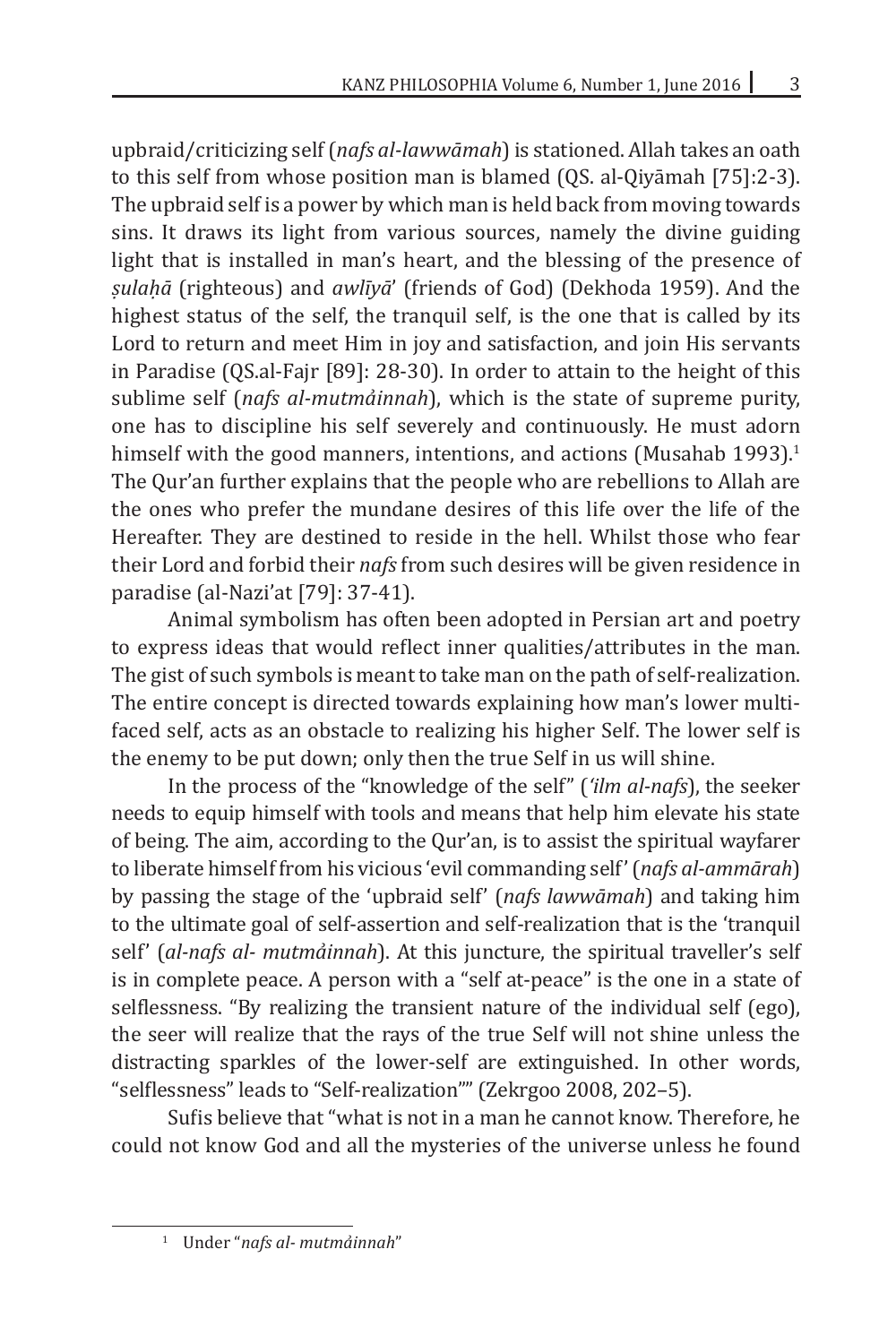upbraid/criticizing self (*nafs al-lawwāmah*) is stationed. Allah takes an oath to this self from whose position man is blamed (QS. al-Qiyāmah [75]:2-3). The upbraid self is a power by which man is held back from moving towards sins. It draws its light from various sources, namely the divine guiding light that is installed in man's heart, and the blessing of the presence of *ṣulaḥā* (righteous) and *awlīyā*' (friends of God) (Dekhoda 1959). And the highest status of the self, the tranquil self, is the one that is called by its Lord to return and meet Him in joy and satisfaction, and join His servants in Paradise (QS.al-Fajr [89]: 28-30). In order to attain to the height of this sublime self (*nafs al-mutmảinnah*), which is the state of supreme purity, one has to discipline his self severely and continuously. He must adorn himself with the good manners, intentions, and actions (Musahab 1993).[1] The Qur'an further explains that the people who are rebellions to Allah are the ones who prefer the mundane desires of this life over the life of the Hereafter. They are destined to reside in the hell. Whilst those who fear their Lord and forbid their *nafs* from such desires will be given residence in paradise (al-Nazi'at [79]: 37-41).

Animal symbolism has often been adopted in Persian art and poetry to express ideas that would reflect inner qualities/attributes in the man. The gist of such symbols is meant to take man on the path of self-realization. The entire concept is directed towards explaining how man's lower multi-faced self, acts as an obstacle to realizing his higher Self. The lower self is the enemy to be put down; only then the true Self in us will shine.

In the process of the "knowledge of the self" (*'ilm al-nafs*), the seeker needs to equip himself with tools and means that help him elevate his state of being. The aim, according to the Qur'an, is to assist the spiritual wayfarer to liberate himself from his vicious 'evil commanding self' (*nafs al-ammārah*) by passing the stage of the 'upbraid self' (*nafs lawwāmah*) and taking him to the ultimate goal of self-assertion and self-realization that is the 'tranquil self' (*al-nafs al- mutmảinnah*). At this juncture, the spiritual traveller's self is in complete peace. A person with a "self at-peace" is the one in a state of selflessness. "By realizing the transient nature of the individual self (ego), the seer will realize that the rays of the true Self will not shine unless the distracting sparkles of the lower-self are extinguished. In other words, "selflessness" leads to "Self-realization"" (Zekrgoo 2008, 202–5).

Sufis believe that "what is not in a man he cannot know. Therefore, he could not know God and all the mysteries of the universe unless he found

---

[1] Under "*nafs al- mutmảinnah*"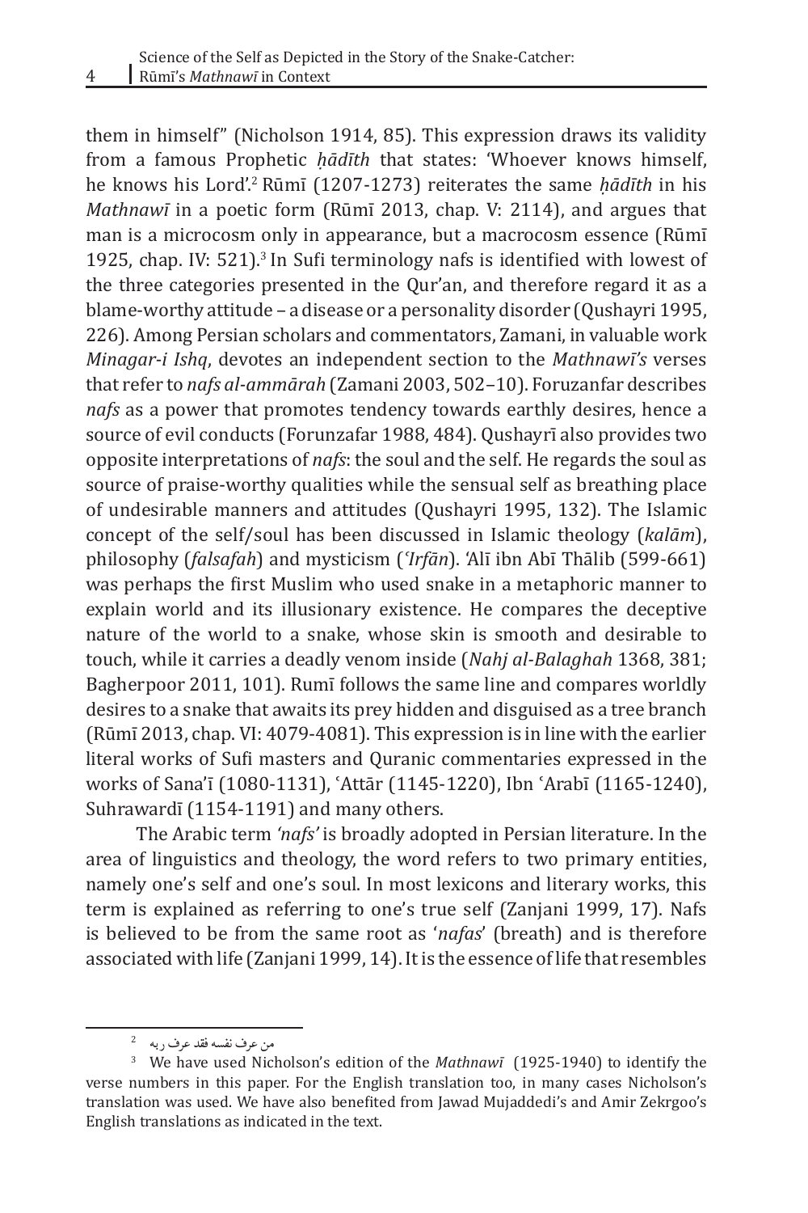them in himself" (Nicholson 1914, 85). This expression draws its validity from a famous Prophetic *ḥādīth* that states: 'Whoever knows himself, he knows his Lord'.[2] Rūmī (1207-1273) reiterates the same *ḥādīth* in his *Mathnawī* in a poetic form (Rūmī 2013, chap. V: 2114), and argues that man is a microcosm only in appearance, but a macrocosm essence (Rūmī 1925, chap. IV: 521).[3] In Sufi terminology nafs is identified with lowest of the three categories presented in the Qur'an, and therefore regard it as a blame-worthy attitude – a disease or a personality disorder (Qushayri 1995, 226). Among Persian scholars and commentators, Zamani, in valuable work *Minagar-i Ishq*, devotes an independent section to the *Mathnawī's* verses that refer to *nafs al-ammārah* (Zamani 2003, 502–10). Foruzanfar describes *nafs* as a power that promotes tendency towards earthly desires, hence a source of evil conducts (Forunzafar 1988, 484). Qushayrī also provides two opposite interpretations of *nafs*: the soul and the self. He regards the soul as source of praise-worthy qualities while the sensual self as breathing place of undesirable manners and attitudes (Qushayri 1995, 132). The Islamic concept of the self/soul has been discussed in Islamic theology (*kalām*), philosophy (*falsafah*) and mysticism (*ʿIrfān*). 'Alī ibn Abī Thālib (599-661) was perhaps the first Muslim who used snake in a metaphoric manner to explain world and its illusionary existence. He compares the deceptive nature of the world to a snake, whose skin is smooth and desirable to touch, while it carries a deadly venom inside (*Nahj al-Balaghah* 1368, 381; Bagherpoor 2011, 101). Rumī follows the same line and compares worldly desires to a snake that awaits its prey hidden and disguised as a tree branch (Rūmī 2013, chap. VI: 4079-4081). This expression is in line with the earlier literal works of Sufi masters and Quranic commentaries expressed in the works of Sana'ī (1080-1131), ʿAttār (1145-1220), Ibn ʿArabī (1165-1240), Suhrawardī (1154-1191) and many others.

The Arabic term *'nafs'* is broadly adopted in Persian literature. In the area of linguistics and theology, the word refers to two primary entities, namely one's self and one's soul. In most lexicons and literary works, this term is explained as referring to one's true self (Zanjani 1999, 17). Nafs is believed to be from the same root as '*nafas*' (breath) and is therefore associated with life (Zanjani 1999, 14). It is the essence of life that resembles

---

[2] من عرف نفسه فقد عرف ربه

[3] We have used Nicholson's edition of the *Mathnawī* (1925-1940) to identify the verse numbers in this paper. For the English translation too, in many cases Nicholson's translation was used. We have also benefited from Jawad Mujaddedi's and Amir Zekrgoo's English translations as indicated in the text.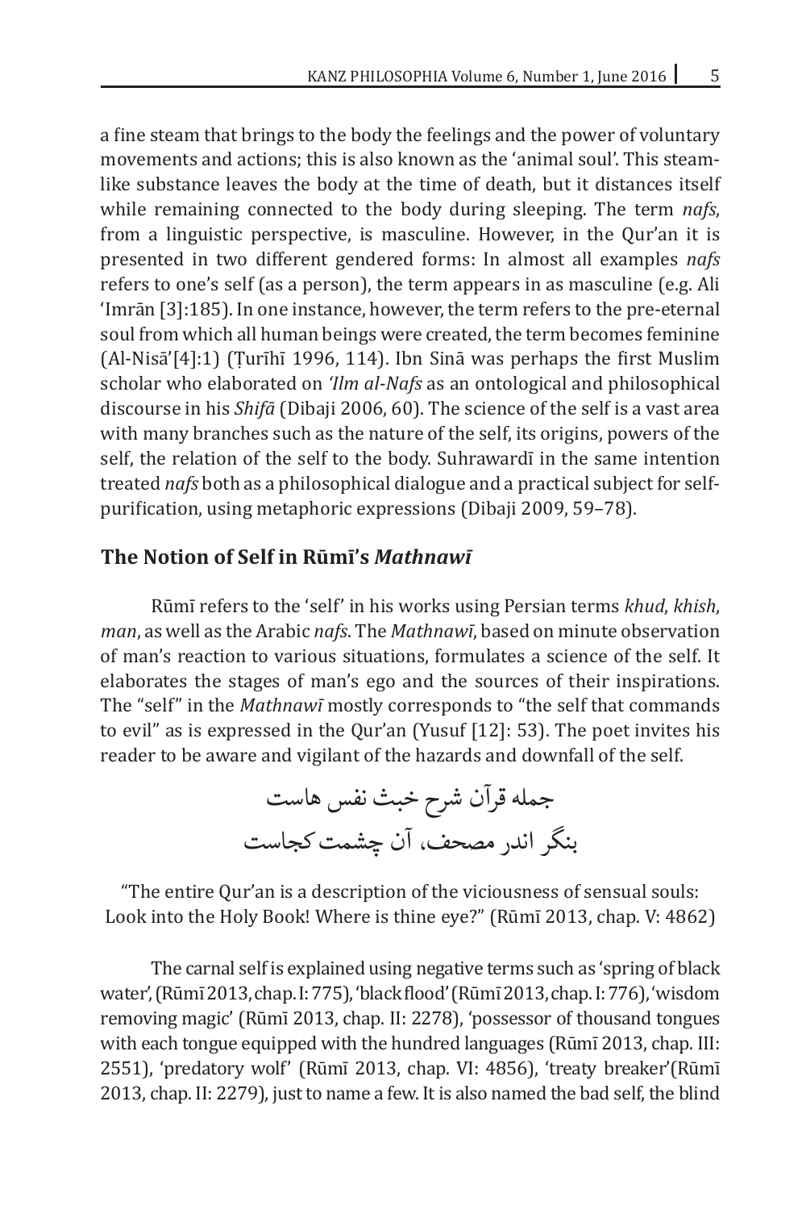a fine steam that brings to the body the feelings and the power of voluntary movements and actions; this is also known as the 'animal soul'. This steam-like substance leaves the body at the time of death, but it distances itself while remaining connected to the body during sleeping. The term *nafs*, from a linguistic perspective, is masculine. However, in the Qur'an it is presented in two different gendered forms: In almost all examples *nafs* refers to one's self (as a person), the term appears in as masculine (e.g. Ali 'Imrān [3]:185). In one instance, however, the term refers to the pre-eternal soul from which all human beings were created, the term becomes feminine (Al-Nisā'[4]:1) (Ṭurīhī 1996, 114). Ibn Sinā was perhaps the first Muslim scholar who elaborated on *'Ilm al-Nafs* as an ontological and philosophical discourse in his *Shifā* (Dibaji 2006, 60). The science of the self is a vast area with many branches such as the nature of the self, its origins, powers of the self, the relation of the self to the body. Suhrawardī in the same intention treated *nafs* both as a philosophical dialogue and a practical subject for self-purification, using metaphoric expressions (Dibaji 2009, 59–78).

## The Notion of Self in Rūmī's *Mathnawī*

Rūmī refers to the 'self' in his works using Persian terms *khud*, *khish*, *man*, as well as the Arabic *nafs*. The *Mathnawī*, based on minute observation of man's reaction to various situations, formulates a science of the self. It elaborates the stages of man's ego and the sources of their inspirations. The "self" in the *Mathnawī* mostly corresponds to "the self that commands to evil" as is expressed in the Qur'an (Yusuf [12]: 53). The poet invites his reader to be aware and vigilant of the hazards and downfall of the self.

جمله قرآن شرح خبث نفس هاست
بنگر اندر مصحف، آن چشمت کجاست

"The entire Qur'an is a description of the viciousness of sensual souls: Look into the Holy Book! Where is thine eye?" (Rūmī 2013, chap. V: 4862)

The carnal self is explained using negative terms such as 'spring of black water', (Rūmī 2013, chap. I: 775), 'black flood' (Rūmī 2013, chap. I: 776), 'wisdom removing magic' (Rūmī 2013, chap. II: 2278), 'possessor of thousand tongues with each tongue equipped with the hundred languages (Rūmī 2013, chap. III: 2551), 'predatory wolf' (Rūmī 2013, chap. VI: 4856), 'treaty breaker'(Rūmī 2013, chap. II: 2279), just to name a few. It is also named the bad self, the blind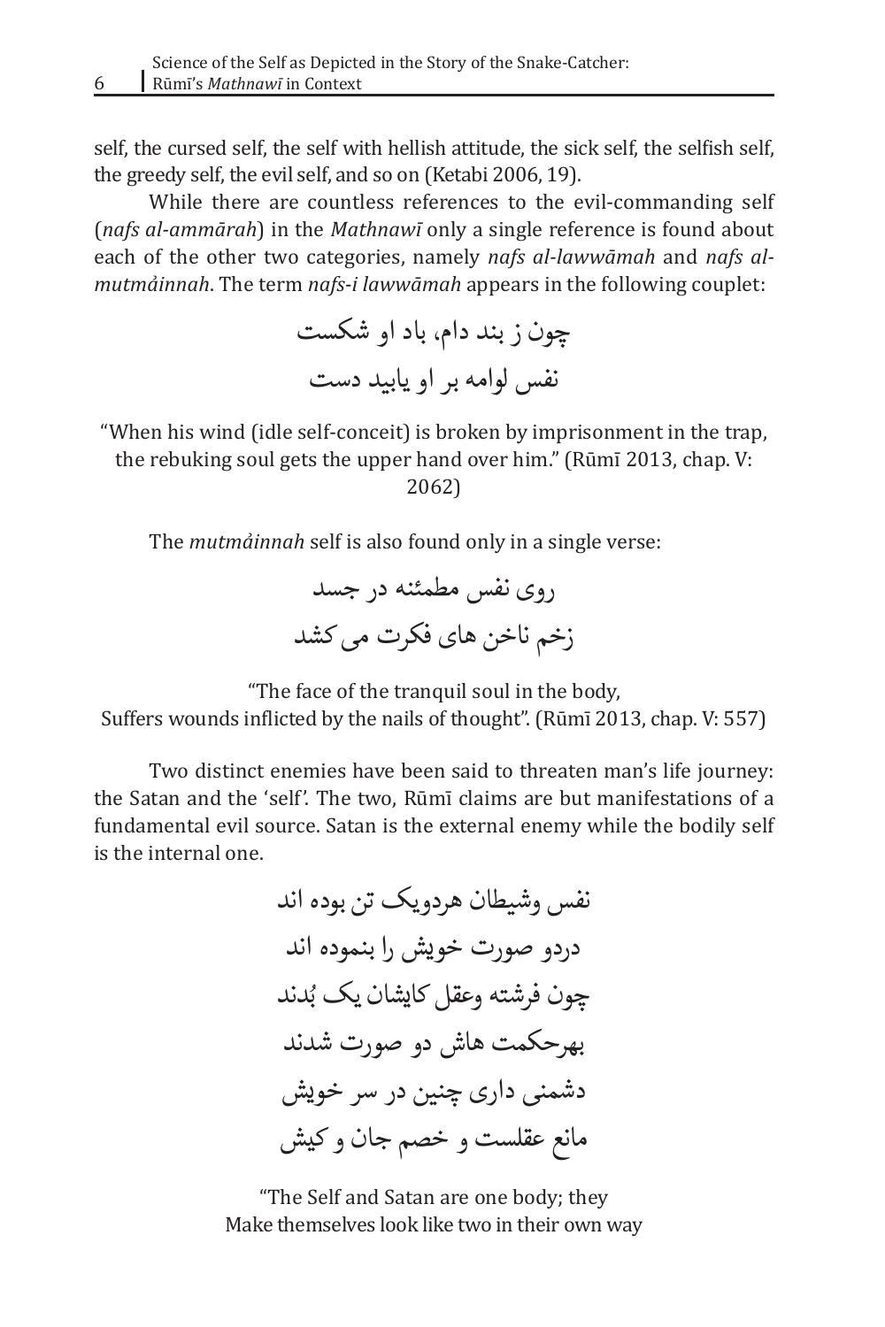self, the cursed self, the self with hellish attitude, the sick self, the selfish self, the greedy self, the evil self, and so on (Ketabi 2006, 19).

While there are countless references to the evil-commanding self (*nafs al-ammārah*) in the *Mathnawī* only a single reference is found about each of the other two categories, namely *nafs al-lawwāmah* and *nafs al-mutmảinnah*. The term *nafs-i lawwāmah* appears in the following couplet:

چون ز بند دام، باد او شکست

نفس لوامه بر او یابید دست

"When his wind (idle self-conceit) is broken by imprisonment in the trap, the rebuking soul gets the upper hand over him." (Rūmī 2013, chap. V: 2062)

The *mutmảinnah* self is also found only in a single verse:

روی نفس مطمئنه در جسد

زخم ناخن های فکرت می کشد

"The face of the tranquil soul in the body,
Suffers wounds inflicted by the nails of thought". (Rūmī 2013, chap. V: 557)

Two distinct enemies have been said to threaten man's life journey: the Satan and the 'self'. The two, Rūmī claims are but manifestations of a fundamental evil source. Satan is the external enemy while the bodily self is the internal one.

نفس وشیطان هردویک تن بوده اند

دردو صورت خویش را بنموده اند

چون فرشته وعقل کایشان یک بُدند

بهرحکمت هاش دو صورت شدند

دشمنی داری چنین در سر خویش

مانع عقلست و خصم جان و کیش

"The Self and Satan are one body; they
Make themselves look like two in their own way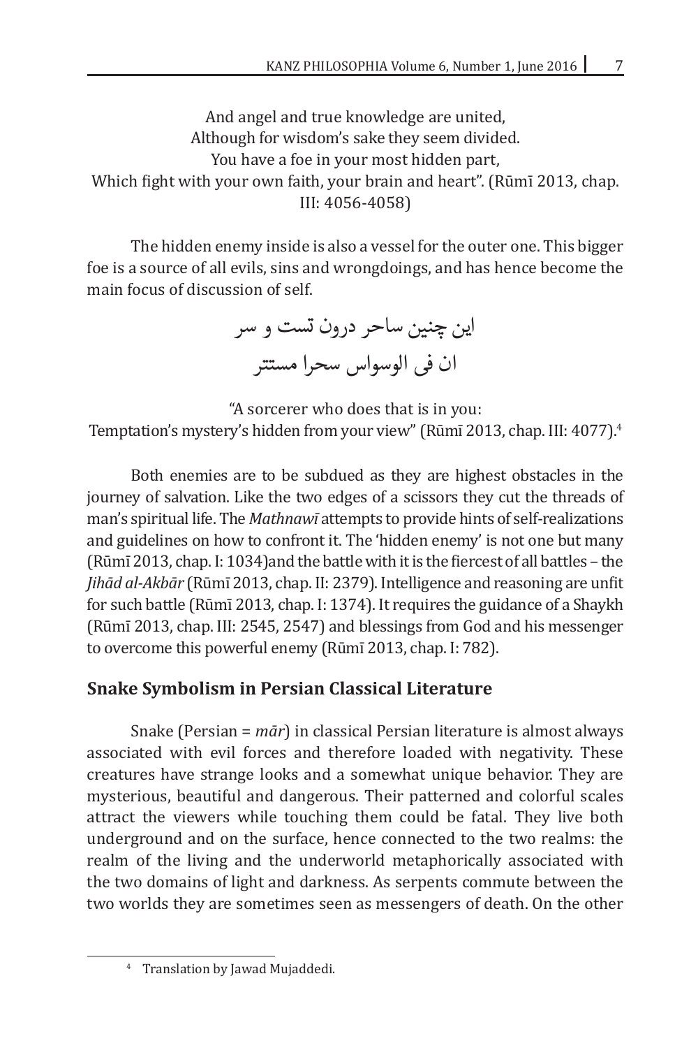And angel and true knowledge are united,
Although for wisdom's sake they seem divided.
You have a foe in your most hidden part,
Which fight with your own faith, your brain and heart". (Rūmī 2013, chap. III: 4056-4058)

The hidden enemy inside is also a vessel for the outer one. This bigger foe is a source of all evils, sins and wrongdoings, and has hence become the main focus of discussion of self.

این چنین ساحر درون تست و سر
ان فی الوسواس سحرا مستتر

"A sorcerer who does that is in you:
Temptation's mystery's hidden from your view" (Rūmī 2013, chap. III: 4077).[4]

Both enemies are to be subdued as they are highest obstacles in the journey of salvation. Like the two edges of a scissors they cut the threads of man's spiritual life. The *Mathnawī* attempts to provide hints of self-realizations and guidelines on how to confront it. The 'hidden enemy' is not one but many (Rūmī 2013, chap. I: 1034)and the battle with it is the fiercest of all battles – the *Jihād al-Akbār* (Rūmī 2013, chap. II: 2379). Intelligence and reasoning are unfit for such battle (Rūmī 2013, chap. I: 1374). It requires the guidance of a Shaykh (Rūmī 2013, chap. III: 2545, 2547) and blessings from God and his messenger to overcome this powerful enemy (Rūmī 2013, chap. I: 782).

## Snake Symbolism in Persian Classical Literature

Snake (Persian = *mār*) in classical Persian literature is almost always associated with evil forces and therefore loaded with negativity. These creatures have strange looks and a somewhat unique behavior. They are mysterious, beautiful and dangerous. Their patterned and colorful scales attract the viewers while touching them could be fatal. They live both underground and on the surface, hence connected to the two realms: the realm of the living and the underworld metaphorically associated with the two domains of light and darkness. As serpents commute between the two worlds they are sometimes seen as messengers of death. On the other

[4] Translation by Jawad Mujaddedi.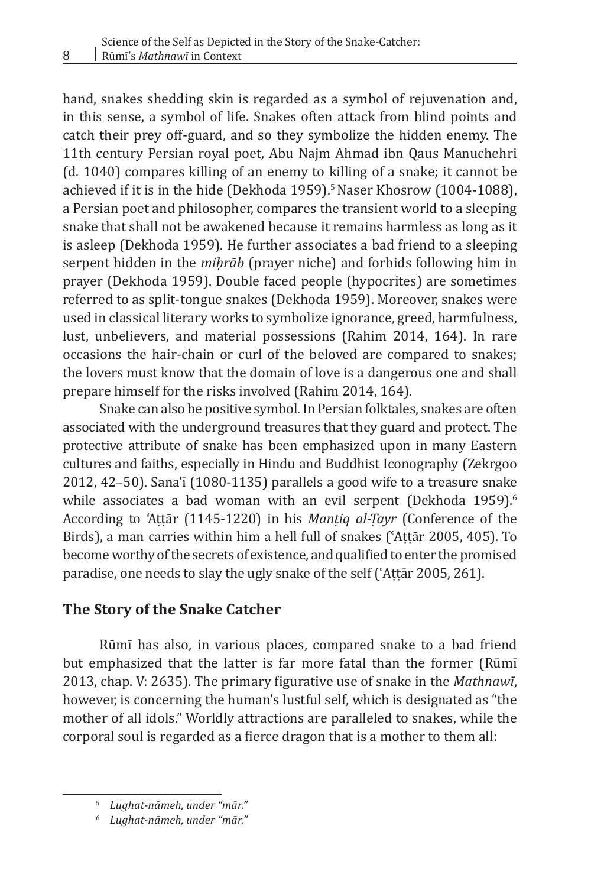hand, snakes shedding skin is regarded as a symbol of rejuvenation and, in this sense, a symbol of life. Snakes often attack from blind points and catch their prey off-guard, and so they symbolize the hidden enemy. The 11th century Persian royal poet, Abu Najm Ahmad ibn Qaus Manuchehri (d. 1040) compares killing of an enemy to killing of a snake; it cannot be achieved if it is in the hide (Dekhoda 1959).[5] Naser Khosrow (1004-1088), a Persian poet and philosopher, compares the transient world to a sleeping snake that shall not be awakened because it remains harmless as long as it is asleep (Dekhoda 1959). He further associates a bad friend to a sleeping serpent hidden in the *miḥrāb* (prayer niche) and forbids following him in prayer (Dekhoda 1959). Double faced people (hypocrites) are sometimes referred to as split-tongue snakes (Dekhoda 1959). Moreover, snakes were used in classical literary works to symbolize ignorance, greed, harmfulness, lust, unbelievers, and material possessions (Rahim 2014, 164). In rare occasions the hair-chain or curl of the beloved are compared to snakes; the lovers must know that the domain of love is a dangerous one and shall prepare himself for the risks involved (Rahim 2014, 164).

Snake can also be positive symbol. In Persian folktales, snakes are often associated with the underground treasures that they guard and protect. The protective attribute of snake has been emphasized upon in many Eastern cultures and faiths, especially in Hindu and Buddhist Iconography (Zekrgoo 2012, 42–50). Sana'ī (1080-1135) parallels a good wife to a treasure snake while associates a bad woman with an evil serpent (Dekhoda 1959).[6] According to 'Aṭṭār (1145-1220) in his *Manṭiq al-Ṭayr* (Conference of the Birds), a man carries within him a hell full of snakes (ʿAṭṭār 2005, 405). To become worthy of the secrets of existence, and qualified to enter the promised paradise, one needs to slay the ugly snake of the self (ʿAṭṭār 2005, 261).

## The Story of the Snake Catcher

Rūmī has also, in various places, compared snake to a bad friend but emphasized that the latter is far more fatal than the former (Rūmī 2013, chap. V: 2635). The primary figurative use of snake in the *Mathnawī*, however, is concerning the human's lustful self, which is designated as "the mother of all idols." Worldly attractions are paralleled to snakes, while the corporal soul is regarded as a fierce dragon that is a mother to them all:

---

[5] *Lughat-nāmeh, under "mār."*

[6] *Lughat-nāmeh, under "mār."*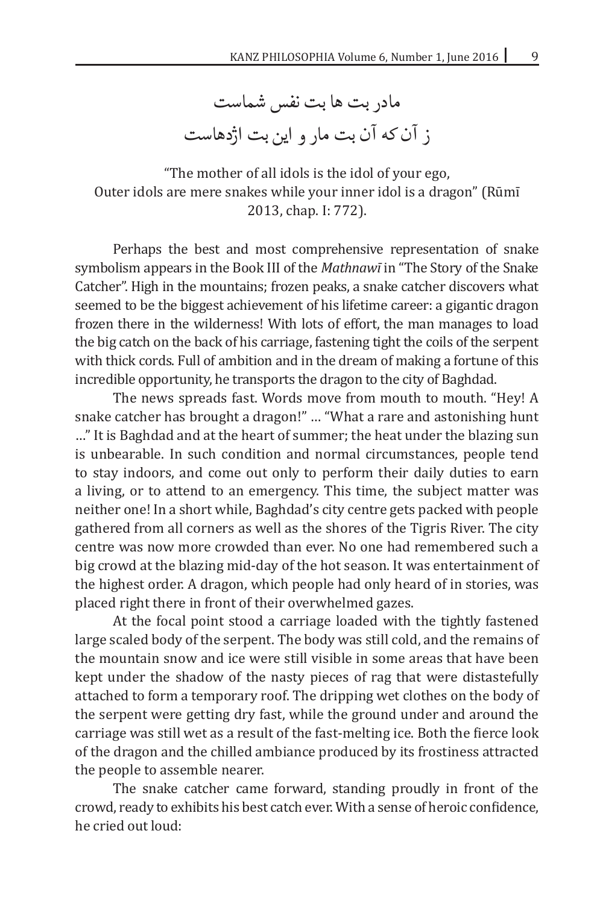مادر بت ها بت نفس شماست
ز آن که آن بت مار و این بت اژدهاست

"The mother of all idols is the idol of your ego,
Outer idols are mere snakes while your inner idol is a dragon" (Rūmī 2013, chap. I: 772).

Perhaps the best and most comprehensive representation of snake symbolism appears in the Book III of the *Mathnawī* in "The Story of the Snake Catcher". High in the mountains; frozen peaks, a snake catcher discovers what seemed to be the biggest achievement of his lifetime career: a gigantic dragon frozen there in the wilderness! With lots of effort, the man manages to load the big catch on the back of his carriage, fastening tight the coils of the serpent with thick cords. Full of ambition and in the dream of making a fortune of this incredible opportunity, he transports the dragon to the city of Baghdad.

The news spreads fast. Words move from mouth to mouth. "Hey! A snake catcher has brought a dragon!" … "What a rare and astonishing hunt …" It is Baghdad and at the heart of summer; the heat under the blazing sun is unbearable. In such condition and normal circumstances, people tend to stay indoors, and come out only to perform their daily duties to earn a living, or to attend to an emergency. This time, the subject matter was neither one! In a short while, Baghdad's city centre gets packed with people gathered from all corners as well as the shores of the Tigris River. The city centre was now more crowded than ever. No one had remembered such a big crowd at the blazing mid-day of the hot season. It was entertainment of the highest order. A dragon, which people had only heard of in stories, was placed right there in front of their overwhelmed gazes.

At the focal point stood a carriage loaded with the tightly fastened large scaled body of the serpent. The body was still cold, and the remains of the mountain snow and ice were still visible in some areas that have been kept under the shadow of the nasty pieces of rag that were distastefully attached to form a temporary roof. The dripping wet clothes on the body of the serpent were getting dry fast, while the ground under and around the carriage was still wet as a result of the fast-melting ice. Both the fierce look of the dragon and the chilled ambiance produced by its frostiness attracted the people to assemble nearer.

The snake catcher came forward, standing proudly in front of the crowd, ready to exhibits his best catch ever. With a sense of heroic confidence, he cried out loud: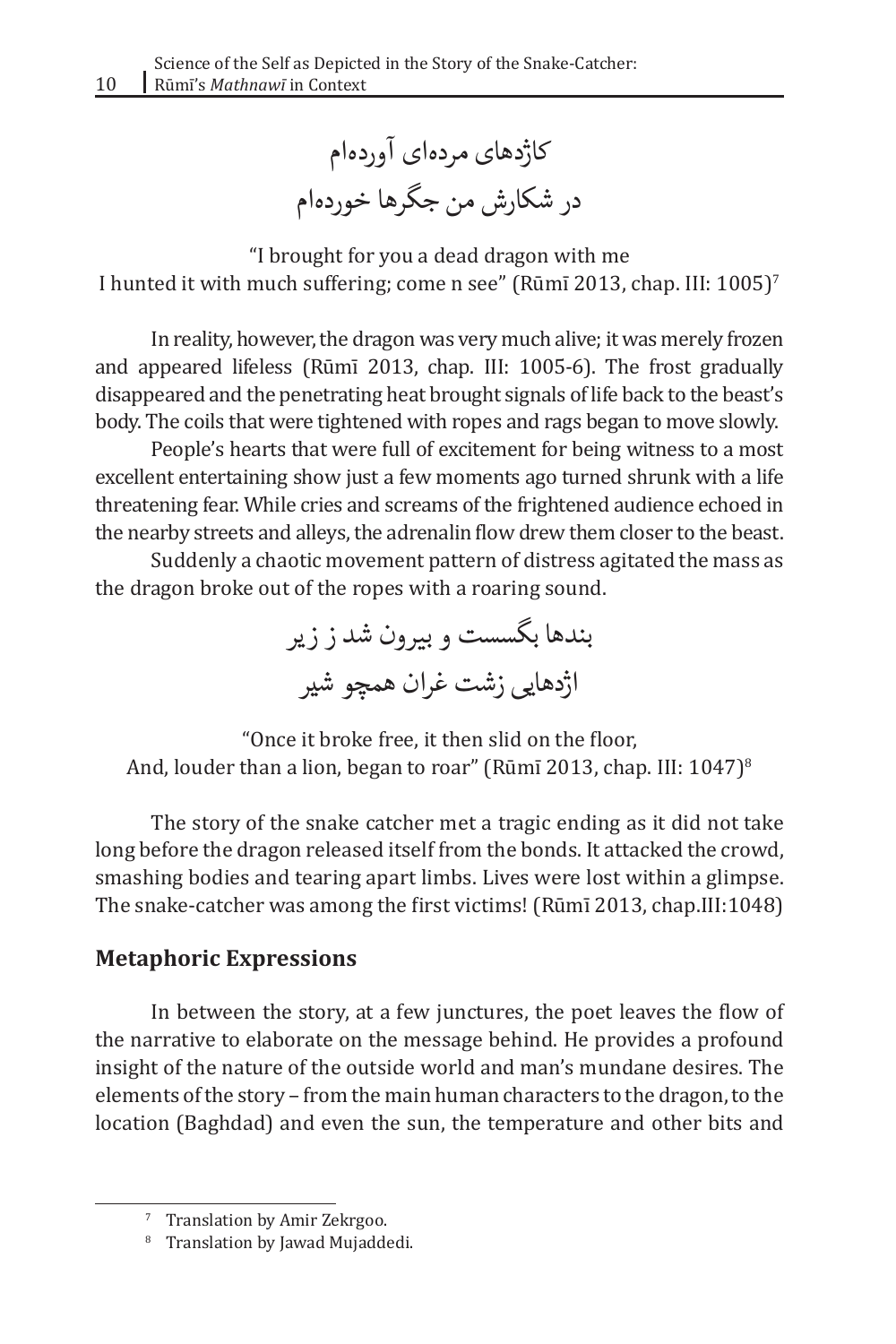کاژدهای مرده‌ای آورده‌ام
در شکارش من جگرها خورده‌ام

"I brought for you a dead dragon with me
I hunted it with much suffering; come n see" (Rūmī 2013, chap. III: 1005)[7]

In reality, however, the dragon was very much alive; it was merely frozen and appeared lifeless (Rūmī 2013, chap. III: 1005-6). The frost gradually disappeared and the penetrating heat brought signals of life back to the beast's body. The coils that were tightened with ropes and rags began to move slowly.

People's hearts that were full of excitement for being witness to a most excellent entertaining show just a few moments ago turned shrunk with a life threatening fear. While cries and screams of the frightened audience echoed in the nearby streets and alleys, the adrenalin flow drew them closer to the beast.

Suddenly a chaotic movement pattern of distress agitated the mass as the dragon broke out of the ropes with a roaring sound.

بندها بگسست و بیرون شد ز زیر
اژدهایی زشت غران همچو شیر

"Once it broke free, it then slid on the floor,
And, louder than a lion, began to roar" (Rūmī 2013, chap. III: 1047)[8]

The story of the snake catcher met a tragic ending as it did not take long before the dragon released itself from the bonds. It attacked the crowd, smashing bodies and tearing apart limbs. Lives were lost within a glimpse. The snake-catcher was among the first victims! (Rūmī 2013, chap.III:1048)

## Metaphoric Expressions

In between the story, at a few junctures, the poet leaves the flow of the narrative to elaborate on the message behind. He provides a profound insight of the nature of the outside world and man's mundane desires. The elements of the story – from the main human characters to the dragon, to the location (Baghdad) and even the sun, the temperature and other bits and

---

[7] Translation by Amir Zekrgoo.

[8] Translation by Jawad Mujaddedi.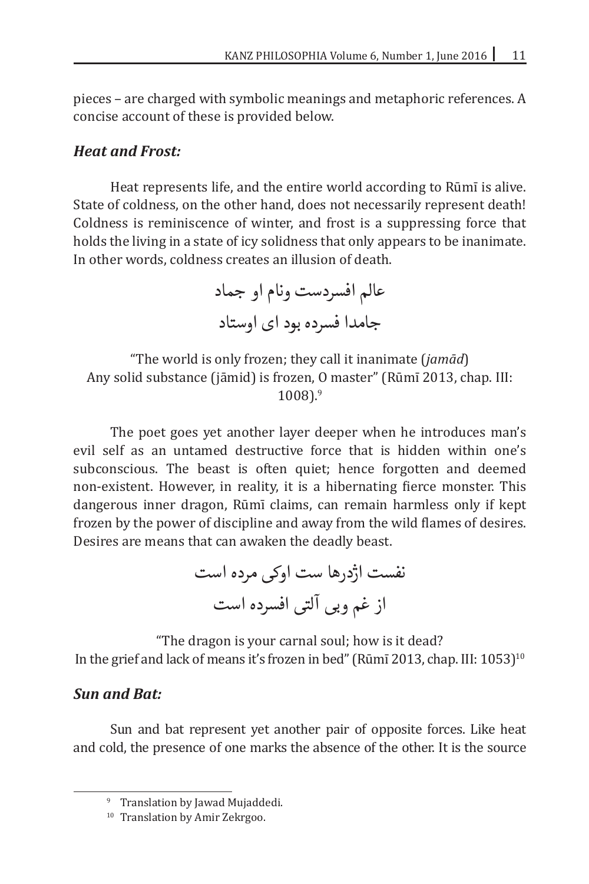pieces – are charged with symbolic meanings and metaphoric references. A concise account of these is provided below.

### *Heat and Frost:*

Heat represents life, and the entire world according to Rūmī is alive. State of coldness, on the other hand, does not necessarily represent death! Coldness is reminiscence of winter, and frost is a suppressing force that holds the living in a state of icy solidness that only appears to be inanimate. In other words, coldness creates an illusion of death.

عالم افسردست ونام او جماد
جامدا فسرده بود ای اوستاد

"The world is only frozen; they call it inanimate (*jamād*)
Any solid substance (jāmid) is frozen, O master" (Rūmī 2013, chap. III: 1008).[9]

The poet goes yet another layer deeper when he introduces man's evil self as an untamed destructive force that is hidden within one's subconscious. The beast is often quiet; hence forgotten and deemed non-existent. However, in reality, it is a hibernating fierce monster. This dangerous inner dragon, Rūmī claims, can remain harmless only if kept frozen by the power of discipline and away from the wild flames of desires. Desires are means that can awaken the deadly beast.

نفست اژدرها ست اوکی مرده است
از غم وبی آلتی افسرده است

"The dragon is your carnal soul; how is it dead?
In the grief and lack of means it's frozen in bed" (Rūmī 2013, chap. III: 1053)[10]

### *Sun and Bat:*

Sun and bat represent yet another pair of opposite forces. Like heat and cold, the presence of one marks the absence of the other. It is the source

---

[9] Translation by Jawad Mujaddedi.

[10] Translation by Amir Zekrgoo.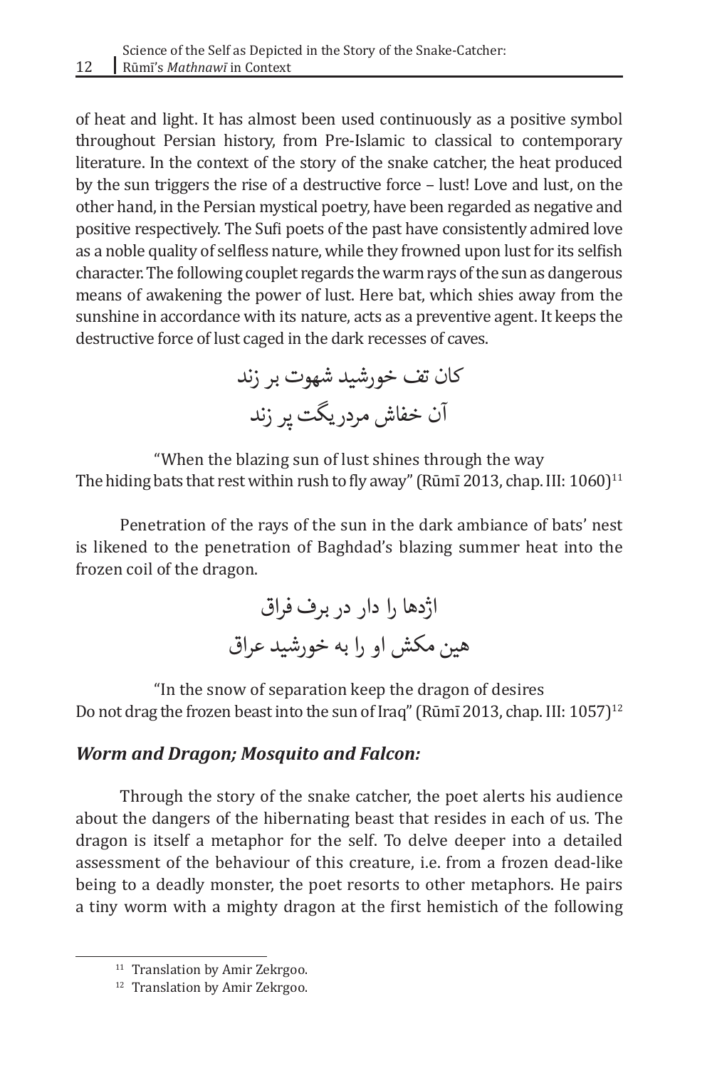of heat and light. It has almost been used continuously as a positive symbol throughout Persian history, from Pre-Islamic to classical to contemporary literature. In the context of the story of the snake catcher, the heat produced by the sun triggers the rise of a destructive force – lust! Love and lust, on the other hand, in the Persian mystical poetry, have been regarded as negative and positive respectively. The Sufi poets of the past have consistently admired love as a noble quality of selfless nature, while they frowned upon lust for its selfish character. The following couplet regards the warm rays of the sun as dangerous means of awakening the power of lust. Here bat, which shies away from the sunshine in accordance with its nature, acts as a preventive agent. It keeps the destructive force of lust caged in the dark recesses of caves.

کان تف خورشید شهوت بر زند
آن خفاش مردریگت پر زند

"When the blazing sun of lust shines through the way
The hiding bats that rest within rush to fly away" (Rūmī 2013, chap. III: 1060)[11]

Penetration of the rays of the sun in the dark ambiance of bats' nest is likened to the penetration of Baghdad's blazing summer heat into the frozen coil of the dragon.

اژدها را دار در برف فراق
هین مکش او را به خورشید عراق

"In the snow of separation keep the dragon of desires
Do not drag the frozen beast into the sun of Iraq" (Rūmī 2013, chap. III: 1057)[12]

### *Worm and Dragon; Mosquito and Falcon:*

Through the story of the snake catcher, the poet alerts his audience about the dangers of the hibernating beast that resides in each of us. The dragon is itself a metaphor for the self. To delve deeper into a detailed assessment of the behaviour of this creature, i.e. from a frozen dead-like being to a deadly monster, the poet resorts to other metaphors. He pairs a tiny worm with a mighty dragon at the first hemistich of the following

[11] Translation by Amir Zekrgoo.

[12] Translation by Amir Zekrgoo.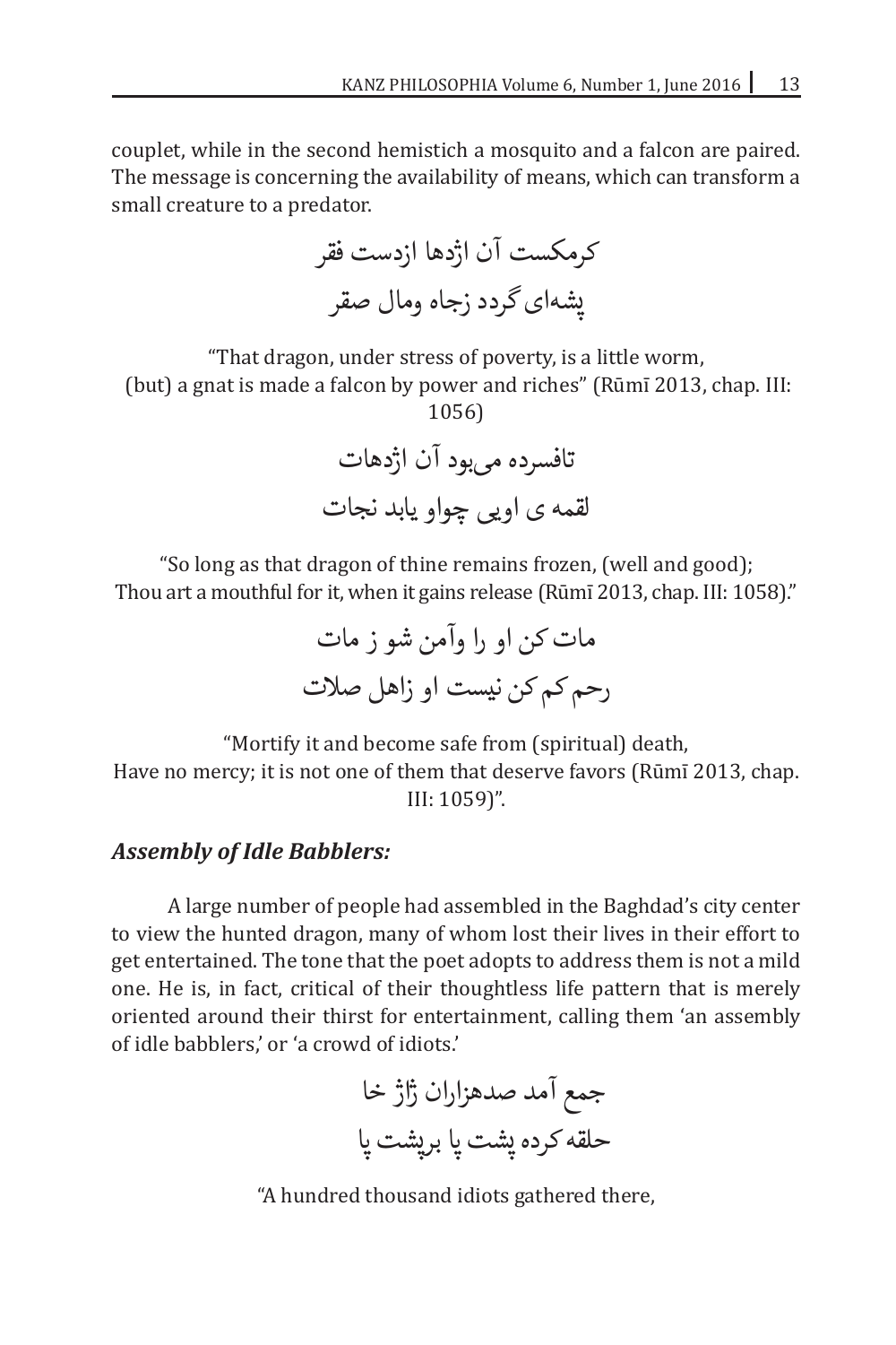couplet, while in the second hemistich a mosquito and a falcon are paired. The message is concerning the availability of means, which can transform a small creature to a predator.

کرمکست آن اژدها ازدست فقر
پشه‌ای گردد زجاه ومال صقر

"That dragon, under stress of poverty, is a little worm,
(but) a gnat is made a falcon by power and riches" (Rūmī 2013, chap. III: 1056)

تافسرده می‌بود آن اژدهات
لقمه ی اویی چواو یابد نجات

"So long as that dragon of thine remains frozen, (well and good);
Thou art a mouthful for it, when it gains release (Rūmī 2013, chap. III: 1058)."

مات کن او را وآمن شو ز مات
رحم کم کن نیست او زاهل صلات

"Mortify it and become safe from (spiritual) death,
Have no mercy; it is not one of them that deserve favors (Rūmī 2013, chap. III: 1059)".

### *Assembly of Idle Babblers:*

A large number of people had assembled in the Baghdad's city center to view the hunted dragon, many of whom lost their lives in their effort to get entertained. The tone that the poet adopts to address them is not a mild one. He is, in fact, critical of their thoughtless life pattern that is merely oriented around their thirst for entertainment, calling them 'an assembly of idle babblers,' or 'a crowd of idiots.'

جمع آمد صدهزاران ژاژ خا
حلقه کرده پشت پا برپشت پا

"A hundred thousand idiots gathered there,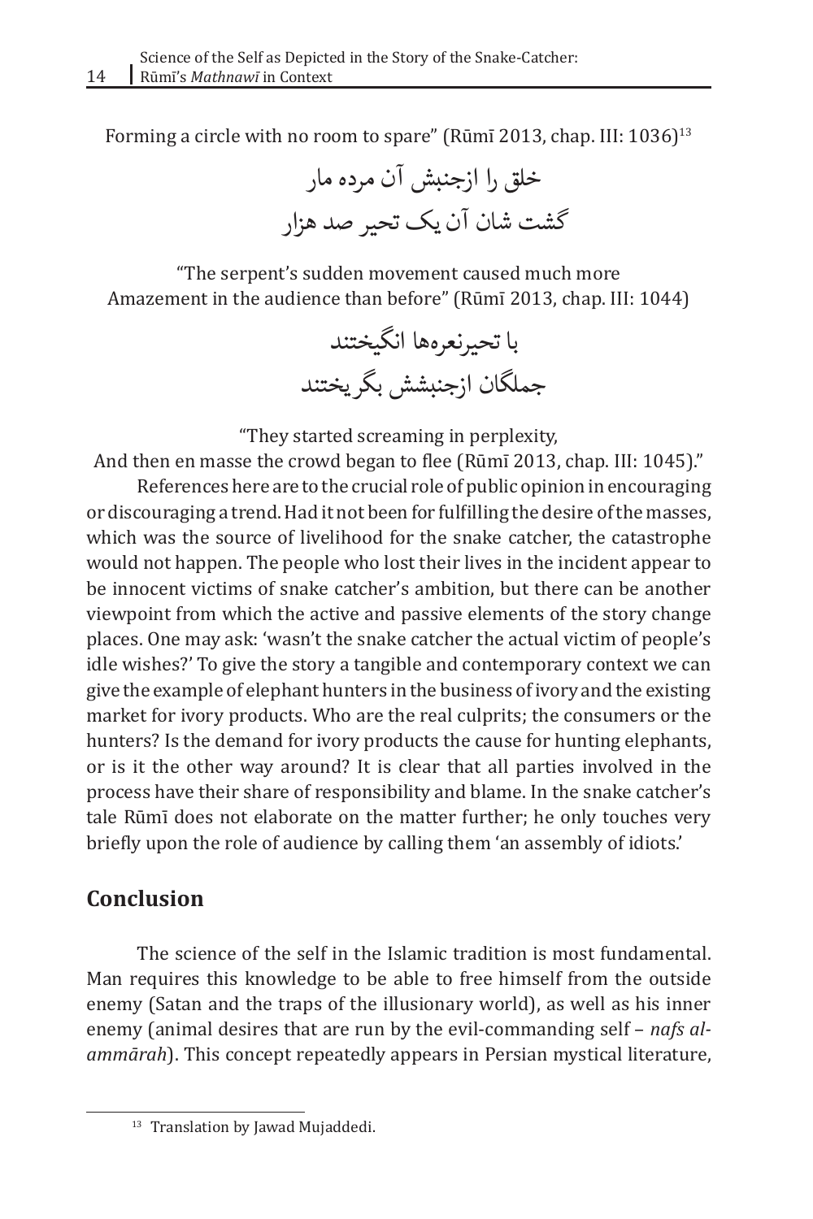Forming a circle with no room to spare" (Rūmī 2013, chap. III: 1036)[13]

خلق را ازجنبش آن مرده مار
گشت شان آن یک تحیر صد هزار

"The serpent's sudden movement caused much more
Amazement in the audience than before" (Rūmī 2013, chap. III: 1044)

با تحیرنعره‌ها انگیختند
جملگان ازجنبشش بگریختند

"They started screaming in perplexity,
And then en masse the crowd began to flee (Rūmī 2013, chap. III: 1045)."

References here are to the crucial role of public opinion in encouraging or discouraging a trend. Had it not been for fulfilling the desire of the masses, which was the source of livelihood for the snake catcher, the catastrophe would not happen. The people who lost their lives in the incident appear to be innocent victims of snake catcher's ambition, but there can be another viewpoint from which the active and passive elements of the story change places. One may ask: 'wasn't the snake catcher the actual victim of people's idle wishes?' To give the story a tangible and contemporary context we can give the example of elephant hunters in the business of ivory and the existing market for ivory products. Who are the real culprits; the consumers or the hunters? Is the demand for ivory products the cause for hunting elephants, or is it the other way around? It is clear that all parties involved in the process have their share of responsibility and blame. In the snake catcher's tale Rūmī does not elaborate on the matter further; he only touches very briefly upon the role of audience by calling them 'an assembly of idiots.'

## Conclusion

The science of the self in the Islamic tradition is most fundamental. Man requires this knowledge to be able to free himself from the outside enemy (Satan and the traps of the illusionary world), as well as his inner enemy (animal desires that are run by the evil-commanding self – *nafs al-ammārah*). This concept repeatedly appears in Persian mystical literature,

[13] Translation by Jawad Mujaddedi.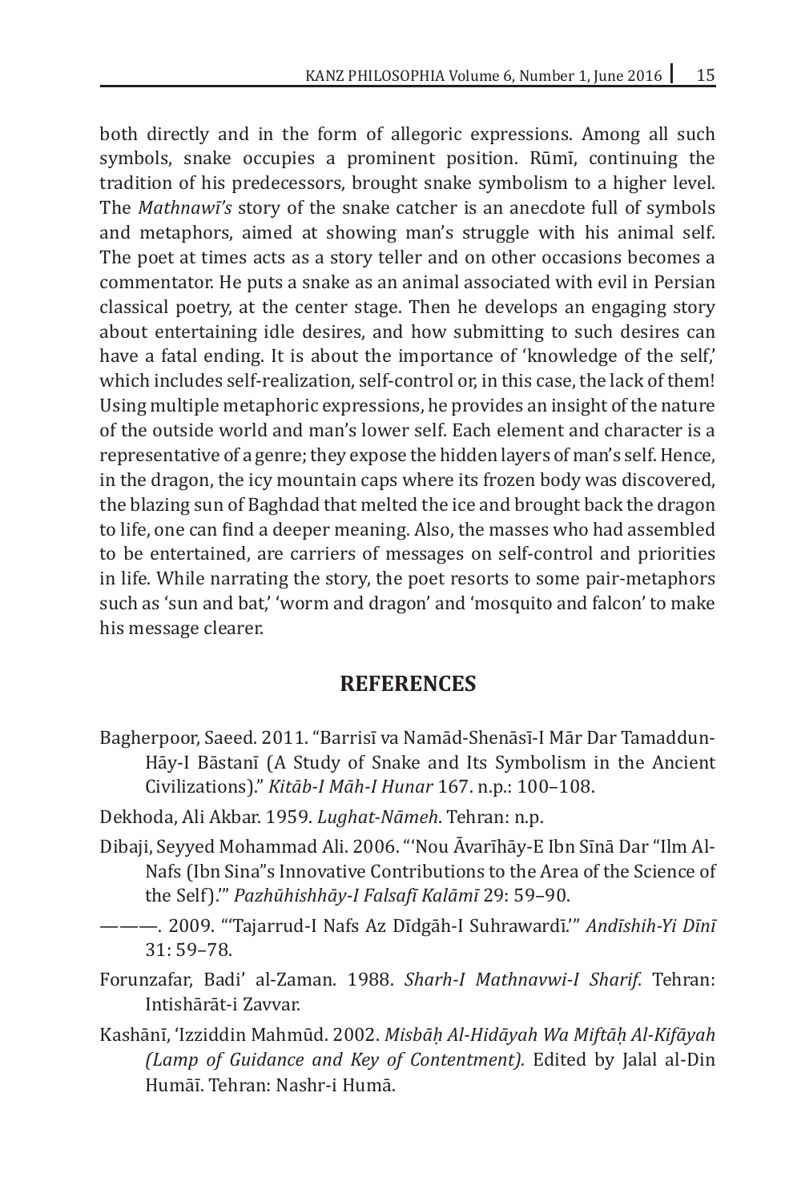both directly and in the form of allegoric expressions. Among all such symbols, snake occupies a prominent position. Rūmī, continuing the tradition of his predecessors, brought snake symbolism to a higher level. The *Mathnawī's* story of the snake catcher is an anecdote full of symbols and metaphors, aimed at showing man's struggle with his animal self. The poet at times acts as a story teller and on other occasions becomes a commentator. He puts a snake as an animal associated with evil in Persian classical poetry, at the center stage. Then he develops an engaging story about entertaining idle desires, and how submitting to such desires can have a fatal ending. It is about the importance of 'knowledge of the self,' which includes self-realization, self-control or, in this case, the lack of them! Using multiple metaphoric expressions, he provides an insight of the nature of the outside world and man's lower self. Each element and character is a representative of a genre; they expose the hidden layers of man's self. Hence, in the dragon, the icy mountain caps where its frozen body was discovered, the blazing sun of Baghdad that melted the ice and brought back the dragon to life, one can find a deeper meaning. Also, the masses who had assembled to be entertained, are carriers of messages on self-control and priorities in life. While narrating the story, the poet resorts to some pair-metaphors such as 'sun and bat,' 'worm and dragon' and 'mosquito and falcon' to make his message clearer.

## REFERENCES

Bagherpoor, Saeed. 2011. "Barrisī va Namād-Shenāsī-I Mār Dar Tamaddun-Hāy-I Bāstanī (A Study of Snake and Its Symbolism in the Ancient Civilizations)." *Kitāb-I Māh-I Hunar* 167. n.p.: 100–108.

Dekhoda, Ali Akbar. 1959. *Lughat-Nāmeh*. Tehran: n.p.

Dibaji, Seyyed Mohammad Ali. 2006. "'Nou Āvarīhāy-E Ibn Sīnā Dar "Ilm Al-Nafs (Ibn Sina"s Innovative Contributions to the Area of the Science of the Self).'" *Pazhūhishhāy-I Falsafī Kalāmī* 29: 59–90.

———. 2009. "'Tajarrud-I Nafs Az Dīdgāh-I Suhrawardī.'" *Andīshih-Yi Dīnī* 31: 59–78.

Forunzafar, Badi' al-Zaman. 1988. *Sharh-I Mathnavwi-I Sharif*. Tehran: Intishārāt-i Zavvar.

Kashānī, 'Izziddin Mahmūd. 2002. *Misbāḥ Al-Hidāyah Wa Miftāḥ Al-Kifāyah (Lamp of Guidance and Key of Contentment).* Edited by Jalal al-Din Humāī. Tehran: Nashr-i Humā.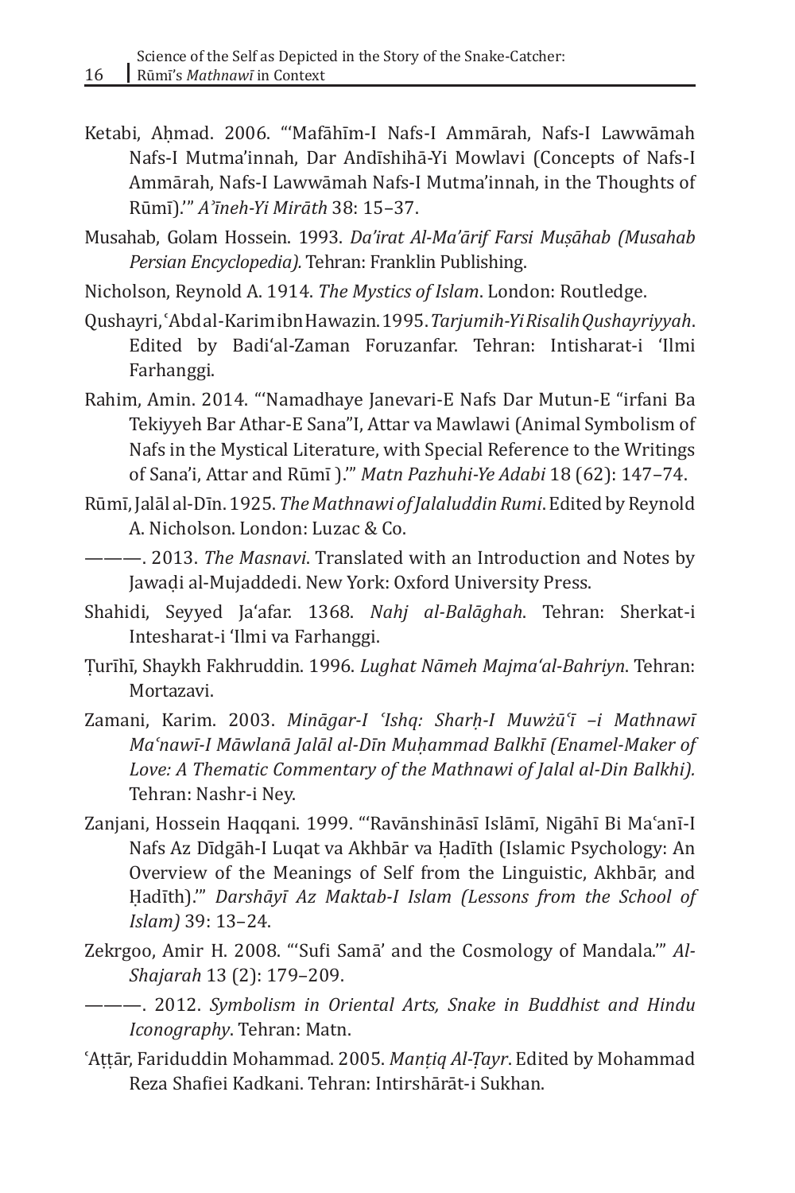Ketabi, Aḥmad. 2006. "'Mafāhīm-I Nafs-I Ammārah, Nafs-I Lawwāmah Nafs-I Mutma'innah, Dar Andīshihā-Yi Mowlavi (Concepts of Nafs-I Ammārah, Nafs-I Lawwāmah Nafs-I Mutma'innah, in the Thoughts of Rūmī).'" *A'īneh-Yi Mirāth* 38: 15–37.

Musahab, Golam Hossein. 1993. *Da'irat Al-Ma'ārif Farsi Muṣāhab (Musahab Persian Encyclopedia).* Tehran: Franklin Publishing.

Nicholson, Reynold A. 1914. *The Mystics of Islam*. London: Routledge.

Qushayri, ʿAbd al-Karim ibn Hawazin. 1995. *Tarjumih-Yi Risalih Qushayriyyah*. Edited by Badi'al-Zaman Foruzanfar. Tehran: Intisharat-i 'Ilmi Farhanggi.

Rahim, Amin. 2014. "'Namadhaye Janevari-E Nafs Dar Mutun-E "irfani Ba Tekiyyeh Bar Athar-E Sana"I, Attar va Mawlawi (Animal Symbolism of Nafs in the Mystical Literature, with Special Reference to the Writings of Sana'i, Attar and Rūmī ).'" *Matn Pazhuhi-Ye Adabi* 18 (62): 147–74.

Rūmī, Jalāl al-Dīn. 1925. *The Mathnawi of Jalaluddin Rumi*. Edited by Reynold A. Nicholson. London: Luzac & Co.

———. 2013. *The Masnavi*. Translated with an Introduction and Notes by Jawaḍi al-Mujaddedi. New York: Oxford University Press.

Shahidi, Seyyed Ja'afar. 1368. *Nahj al-Balāghah*. Tehran: Sherkat-i Intesharat-i 'Ilmi va Farhanggi.

Ṭurīhī, Shaykh Fakhruddin. 1996. *Lughat Nāmeh Majma'al-Bahriyn*. Tehran: Mortazavi.

Zamani, Karim. 2003. *Mināgar-I ʿIshq: Sharḥ-I Muwżūʿī –i Mathnawī Maʿnawī-I Māwlanā Jalāl al-Dīn Muḥammad Balkhī (Enamel-Maker of Love: A Thematic Commentary of the Mathnawi of Jalal al-Din Balkhi).* Tehran: Nashr-i Ney.

Zanjani, Hossein Haqqani. 1999. "'Ravānshināsī Islāmī, Nigāhī Bi Maʿanī-I Nafs Az Dīdgāh-I Luqat va Akhbār va Ḥadīth (Islamic Psychology: An Overview of the Meanings of Self from the Linguistic, Akhbār, and Ḥadīth).'" *Darshāyī Az Maktab-I Islam (Lessons from the School of Islam)* 39: 13–24.

Zekrgoo, Amir H. 2008. "'Sufi Samā' and the Cosmology of Mandala.'" *Al-Shajarah* 13 (2): 179–209.

———. 2012. *Symbolism in Oriental Arts, Snake in Buddhist and Hindu Iconography*. Tehran: Matn.

ʿAṭṭār, Fariduddin Mohammad. 2005. *Manṭiq Al-Ṭayr*. Edited by Mohammad Reza Shafiei Kadkani. Tehran: Intirshārāt-i Sukhan.